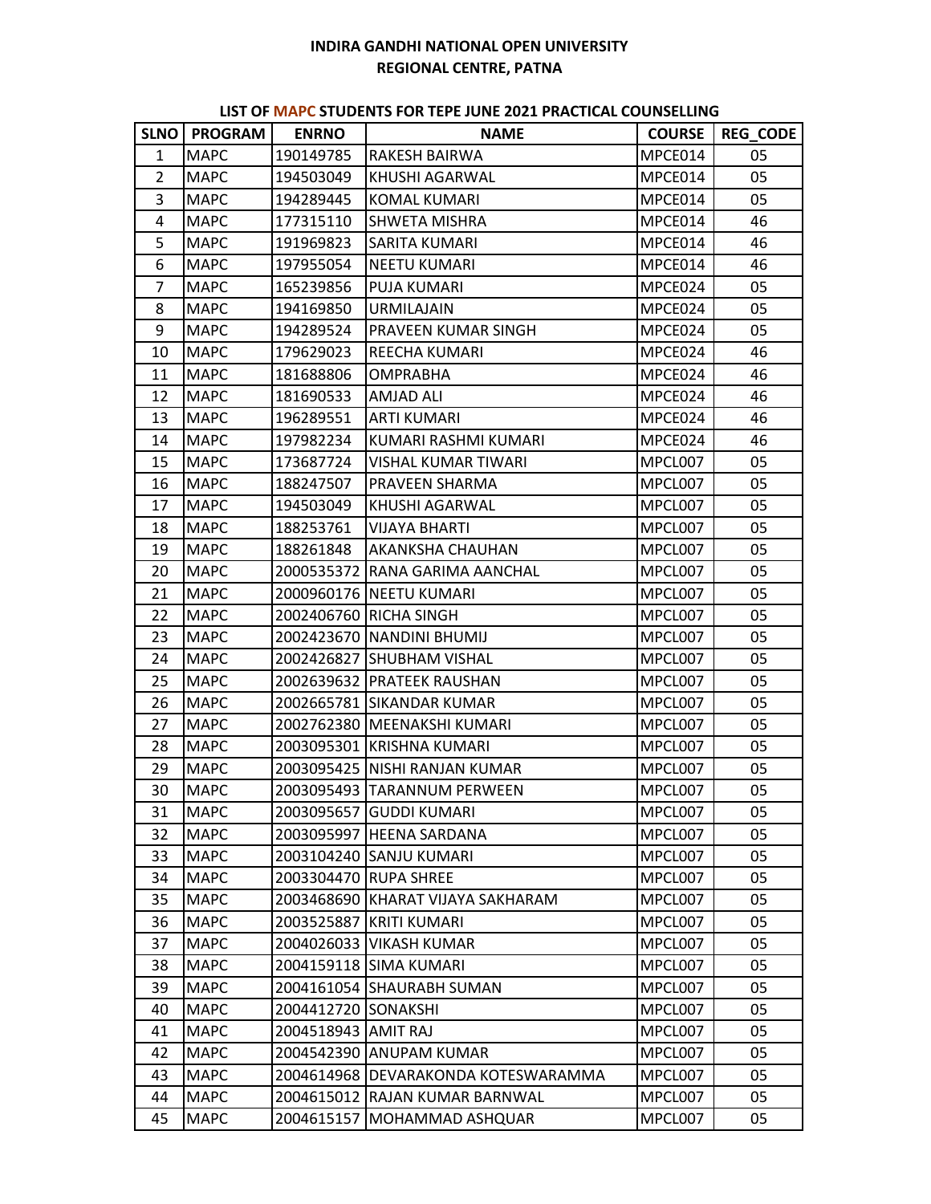# INDIRA GANDHI NATIONAL OPEN UNIVERSITY
## REGIONAL CENTRE, PATNA

### LIST OF MAPC STUDENTS FOR TEPE JUNE 2021 PRACTICAL COUNSELLING

| SLNO | PROGRAM | ENRNO | NAME | COURSE | REG_CODE |
|---|---|---|---|---|---|
| 1 | MAPC | 190149785 | RAKESH BAIRWA | MPCE014 | 05 |
| 2 | MAPC | 194503049 | KHUSHI AGARWAL | MPCE014 | 05 |
| 3 | MAPC | 194289445 | KOMAL KUMARI | MPCE014 | 05 |
| 4 | MAPC | 177315110 | SHWETA MISHRA | MPCE014 | 46 |
| 5 | MAPC | 191969823 | SARITA KUMARI | MPCE014 | 46 |
| 6 | MAPC | 197955054 | NEETU KUMARI | MPCE014 | 46 |
| 7 | MAPC | 165239856 | PUJA KUMARI | MPCE024 | 05 |
| 8 | MAPC | 194169850 | URMILAJAIN | MPCE024 | 05 |
| 9 | MAPC | 194289524 | PRAVEEN KUMAR SINGH | MPCE024 | 05 |
| 10 | MAPC | 179629023 | REECHA KUMARI | MPCE024 | 46 |
| 11 | MAPC | 181688806 | OMPRABHA | MPCE024 | 46 |
| 12 | MAPC | 181690533 | AMJAD ALI | MPCE024 | 46 |
| 13 | MAPC | 196289551 | ARTI KUMARI | MPCE024 | 46 |
| 14 | MAPC | 197982234 | KUMARI RASHMI KUMARI | MPCE024 | 46 |
| 15 | MAPC | 173687724 | VISHAL KUMAR TIWARI | MPCL007 | 05 |
| 16 | MAPC | 188247507 | PRAVEEN SHARMA | MPCL007 | 05 |
| 17 | MAPC | 194503049 | KHUSHI AGARWAL | MPCL007 | 05 |
| 18 | MAPC | 188253761 | VIJAYA BHARTI | MPCL007 | 05 |
| 19 | MAPC | 188261848 | AKANKSHA CHAUHAN | MPCL007 | 05 |
| 20 | MAPC | 2000535372 | RANA GARIMA AANCHAL | MPCL007 | 05 |
| 21 | MAPC | 2000960176 | NEETU KUMARI | MPCL007 | 05 |
| 22 | MAPC | 2002406760 | RICHA SINGH | MPCL007 | 05 |
| 23 | MAPC | 2002423670 | NANDINI BHUMIJ | MPCL007 | 05 |
| 24 | MAPC | 2002426827 | SHUBHAM VISHAL | MPCL007 | 05 |
| 25 | MAPC | 2002639632 | PRATEEK RAUSHAN | MPCL007 | 05 |
| 26 | MAPC | 2002665781 | SIKANDAR KUMAR | MPCL007 | 05 |
| 27 | MAPC | 2002762380 | MEENAKSHI KUMARI | MPCL007 | 05 |
| 28 | MAPC | 2003095301 | KRISHNA KUMARI | MPCL007 | 05 |
| 29 | MAPC | 2003095425 | NISHI RANJAN KUMAR | MPCL007 | 05 |
| 30 | MAPC | 2003095493 | TARANNUM PERWEEN | MPCL007 | 05 |
| 31 | MAPC | 2003095657 | GUDDI KUMARI | MPCL007 | 05 |
| 32 | MAPC | 2003095997 | HEENA SARDANA | MPCL007 | 05 |
| 33 | MAPC | 2003104240 | SANJU KUMARI | MPCL007 | 05 |
| 34 | MAPC | 2003304470 | RUPA SHREE | MPCL007 | 05 |
| 35 | MAPC | 2003468690 | KHARAT VIJAYA SAKHARAM | MPCL007 | 05 |
| 36 | MAPC | 2003525887 | KRITI KUMARI | MPCL007 | 05 |
| 37 | MAPC | 2004026033 | VIKASH KUMAR | MPCL007 | 05 |
| 38 | MAPC | 2004159118 | SIMA KUMARI | MPCL007 | 05 |
| 39 | MAPC | 2004161054 | SHAURABH SUMAN | MPCL007 | 05 |
| 40 | MAPC | 2004412720 | SONAKSHI | MPCL007 | 05 |
| 41 | MAPC | 2004518943 | AMIT RAJ | MPCL007 | 05 |
| 42 | MAPC | 2004542390 | ANUPAM KUMAR | MPCL007 | 05 |
| 43 | MAPC | 2004614968 | DEVARAKONDA KOTESWARAMMA | MPCL007 | 05 |
| 44 | MAPC | 2004615012 | RAJAN KUMAR BARNWAL | MPCL007 | 05 |
| 45 | MAPC | 2004615157 | MOHAMMAD ASHQUAR | MPCL007 | 05 |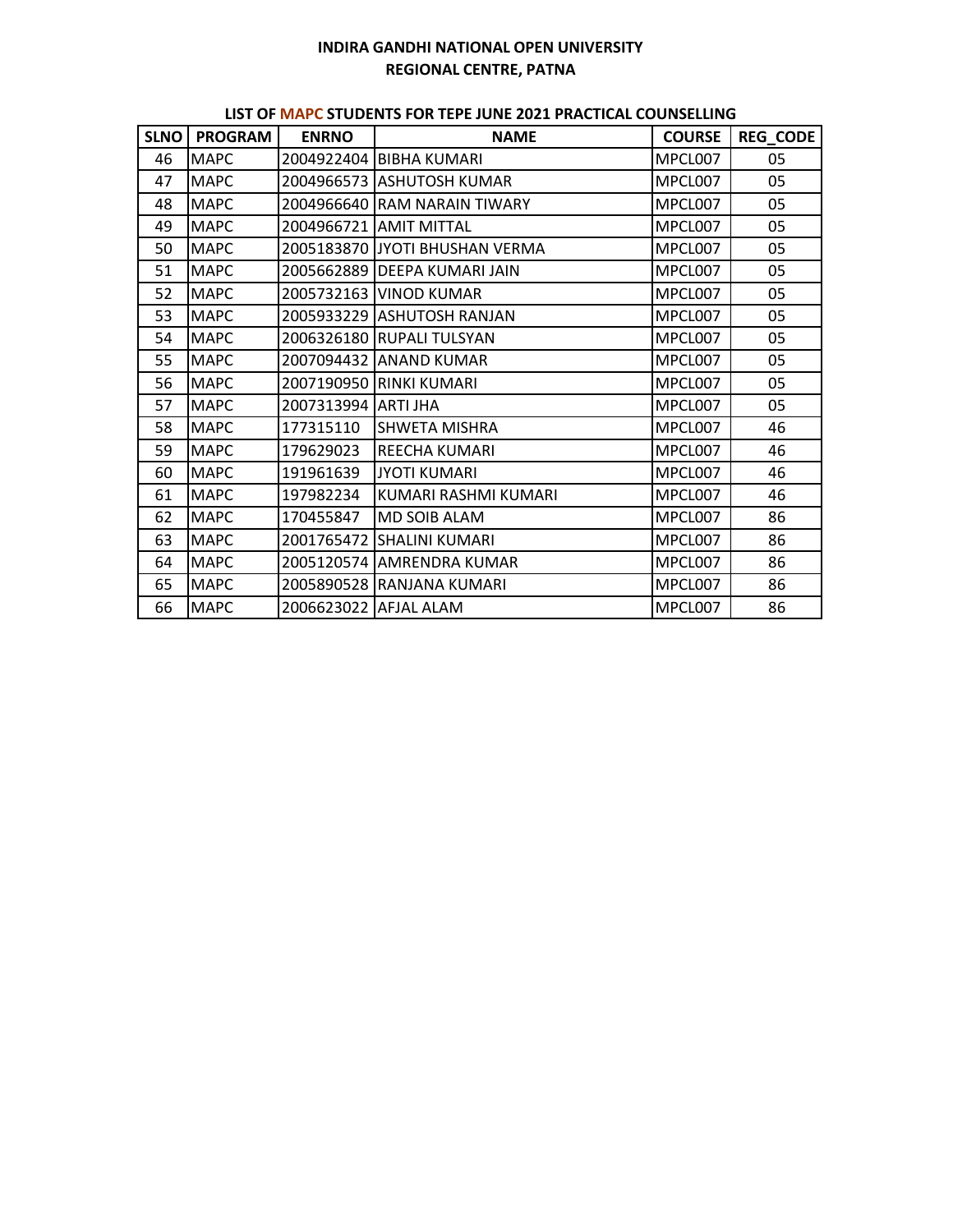**INDIRA GANDHI NATIONAL OPEN UNIVERSITY**
**REGIONAL CENTRE, PATNA**

**LIST OF MAPC STUDENTS FOR TEPE JUNE 2021 PRACTICAL COUNSELLING**

| SLNO | PROGRAM | ENRNO | NAME | COURSE | REG_CODE |
|---|---|---|---|---|---|
| 46 | MAPC | 2004922404 | BIBHA KUMARI | MPCL007 | 05 |
| 47 | MAPC | 2004966573 | ASHUTOSH KUMAR | MPCL007 | 05 |
| 48 | MAPC | 2004966640 | RAM NARAIN TIWARY | MPCL007 | 05 |
| 49 | MAPC | 2004966721 | AMIT MITTAL | MPCL007 | 05 |
| 50 | MAPC | 2005183870 | JYOTI BHUSHAN VERMA | MPCL007 | 05 |
| 51 | MAPC | 2005662889 | DEEPA KUMARI JAIN | MPCL007 | 05 |
| 52 | MAPC | 2005732163 | VINOD KUMAR | MPCL007 | 05 |
| 53 | MAPC | 2005933229 | ASHUTOSH RANJAN | MPCL007 | 05 |
| 54 | MAPC | 2006326180 | RUPALI TULSYAN | MPCL007 | 05 |
| 55 | MAPC | 2007094432 | ANAND KUMAR | MPCL007 | 05 |
| 56 | MAPC | 2007190950 | RINKI KUMARI | MPCL007 | 05 |
| 57 | MAPC | 2007313994 | ARTI JHA | MPCL007 | 05 |
| 58 | MAPC | 177315110 | SHWETA MISHRA | MPCL007 | 46 |
| 59 | MAPC | 179629023 | REECHA KUMARI | MPCL007 | 46 |
| 60 | MAPC | 191961639 | JYOTI KUMARI | MPCL007 | 46 |
| 61 | MAPC | 197982234 | KUMARI RASHMI KUMARI | MPCL007 | 46 |
| 62 | MAPC | 170455847 | MD SOIB ALAM | MPCL007 | 86 |
| 63 | MAPC | 2001765472 | SHALINI KUMARI | MPCL007 | 86 |
| 64 | MAPC | 2005120574 | AMRENDRA KUMAR | MPCL007 | 86 |
| 65 | MAPC | 2005890528 | RANJANA KUMARI | MPCL007 | 86 |
| 66 | MAPC | 2006623022 | AFJAL ALAM | MPCL007 | 86 |